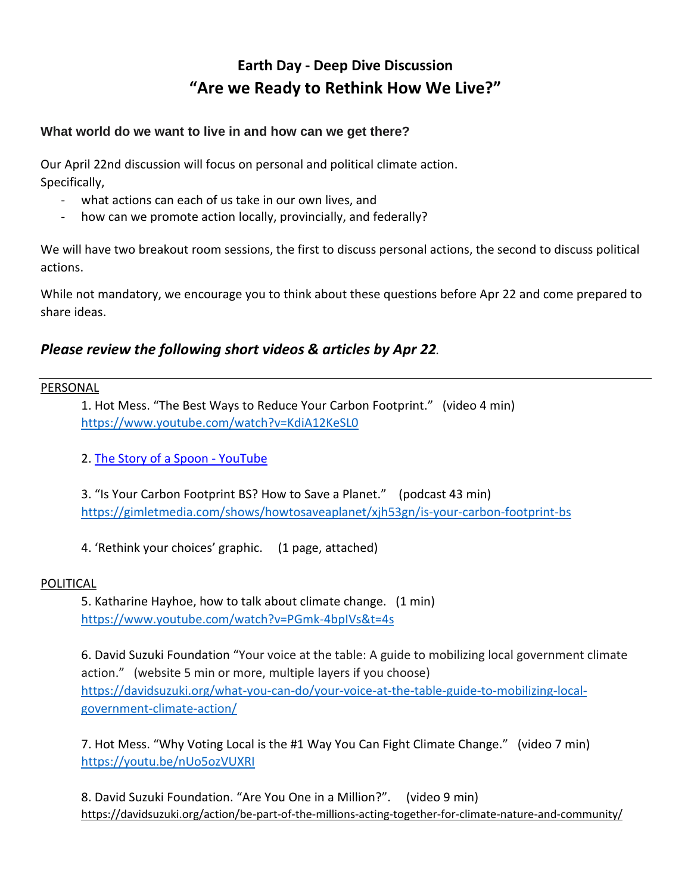# Earth Day - Deep Dive Discussion
# "Are we Ready to Rethink How We Live?"

### What world do we want to live in and how can we get there?

Our April 22nd discussion will focus on personal and political climate action.
Specifically,

- what actions can each of us take in our own lives, and
- how can we promote action locally, provincially, and federally?

We will have two breakout room sessions, the first to discuss personal actions, the second to discuss political actions.

While not mandatory, we encourage you to think about these questions before Apr 22 and come prepared to share ideas.

## *Please review the following short videos & articles by Apr 22.*

---

PERSONAL

1. Hot Mess. "The Best Ways to Reduce Your Carbon Footprint." (video 4 min)
https://www.youtube.com/watch?v=KdiA12KeSL0

2. The Story of a Spoon - YouTube

3. "Is Your Carbon Footprint BS? How to Save a Planet." (podcast 43 min)
https://gimletmedia.com/shows/howtosaveaplanet/xjh53gn/is-your-carbon-footprint-bs

4. 'Rethink your choices' graphic. (1 page, attached)

POLITICAL

5. Katharine Hayhoe, how to talk about climate change. (1 min)
https://www.youtube.com/watch?v=PGmk-4bpIVs&t=4s

6. David Suzuki Foundation "Your voice at the table: A guide to mobilizing local government climate action." (website 5 min or more, multiple layers if you choose)
https://davidsuzuki.org/what-you-can-do/your-voice-at-the-table-guide-to-mobilizing-local-government-climate-action/

7. Hot Mess. "Why Voting Local is the #1 Way You Can Fight Climate Change." (video 7 min)
https://youtu.be/nUo5ozVUXRI

8. David Suzuki Foundation. "Are You One in a Million?". (video 9 min)
https://davidsuzuki.org/action/be-part-of-the-millions-acting-together-for-climate-nature-and-community/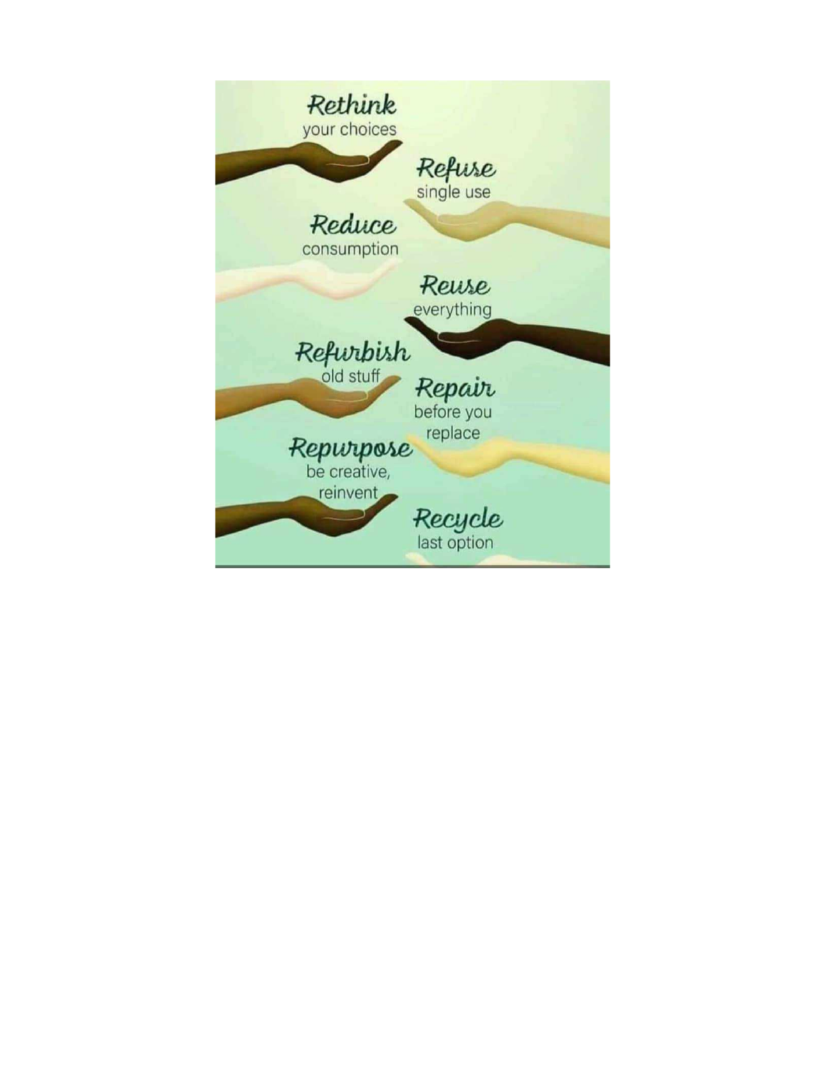**Rethink**
your choices

**Refuse**
single use

**Reduce**
consumption

**Reuse**
everything

**Refurbish**
old stuff

**Repair**
before you replace

**Repurpose**
be creative, reinvent

**Recycle**
last option